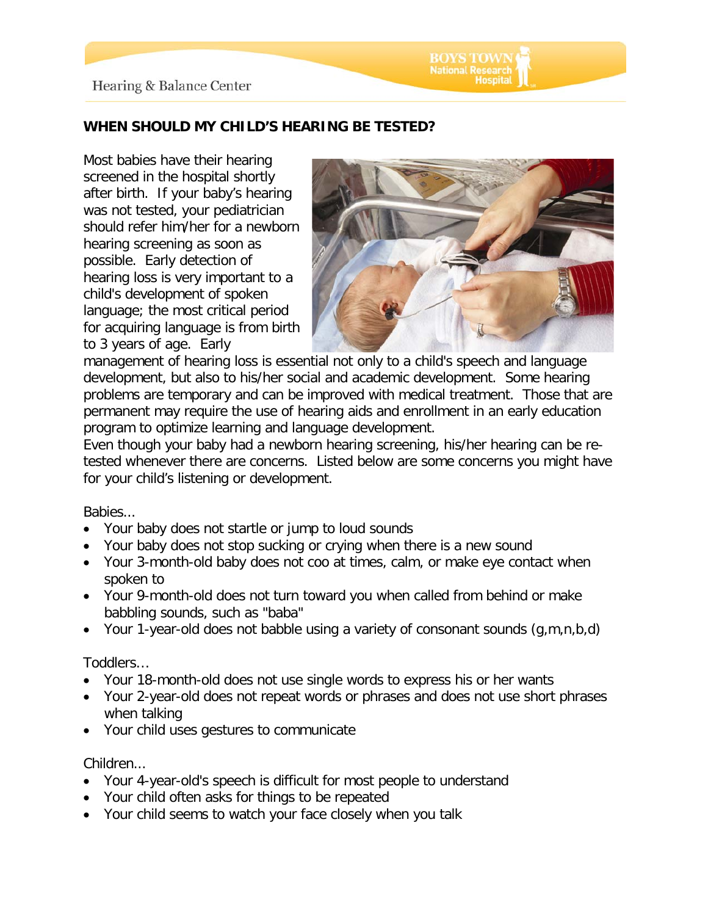Hearing & Balance Center

BOYS TOWN National Research Hospital

## WHEN SHOULD MY CHILD'S HEARING BE TESTED?

Most babies have their hearing screened in the hospital shortly after birth. If your baby's hearing was not tested, your pediatrician should refer him/her for a newborn hearing screening as soon as possible. Early detection of hearing loss is very important to a child's development of spoken language; the most critical period for acquiring language is from birth to 3 years of age. Early management of hearing loss is essential not only to a child's speech and language development, but also to his/her social and academic development. Some hearing problems are temporary and can be improved with medical treatment. Those that are permanent may require the use of hearing aids and enrollment in an early education program to optimize learning and language development.

Even though your baby had a newborn hearing screening, his/her hearing can be re-tested whenever there are concerns. Listed below are some concerns you might have for your child's listening or development.

Babies...

- Your baby does not startle or jump to loud sounds
- Your baby does not stop sucking or crying when there is a new sound
- Your 3-month-old baby does not coo at times, calm, or make eye contact when spoken to
- Your 9-month-old does not turn toward you when called from behind or make babbling sounds, such as "baba"
- Your 1-year-old does not babble using a variety of consonant sounds (g,m,n,b,d)

Toddlers...

- Your 18-month-old does not use single words to express his or her wants
- Your 2-year-old does not repeat words or phrases and does not use short phrases when talking
- Your child uses gestures to communicate

Children...

- Your 4-year-old's speech is difficult for most people to understand
- Your child often asks for things to be repeated
- Your child seems to watch your face closely when you talk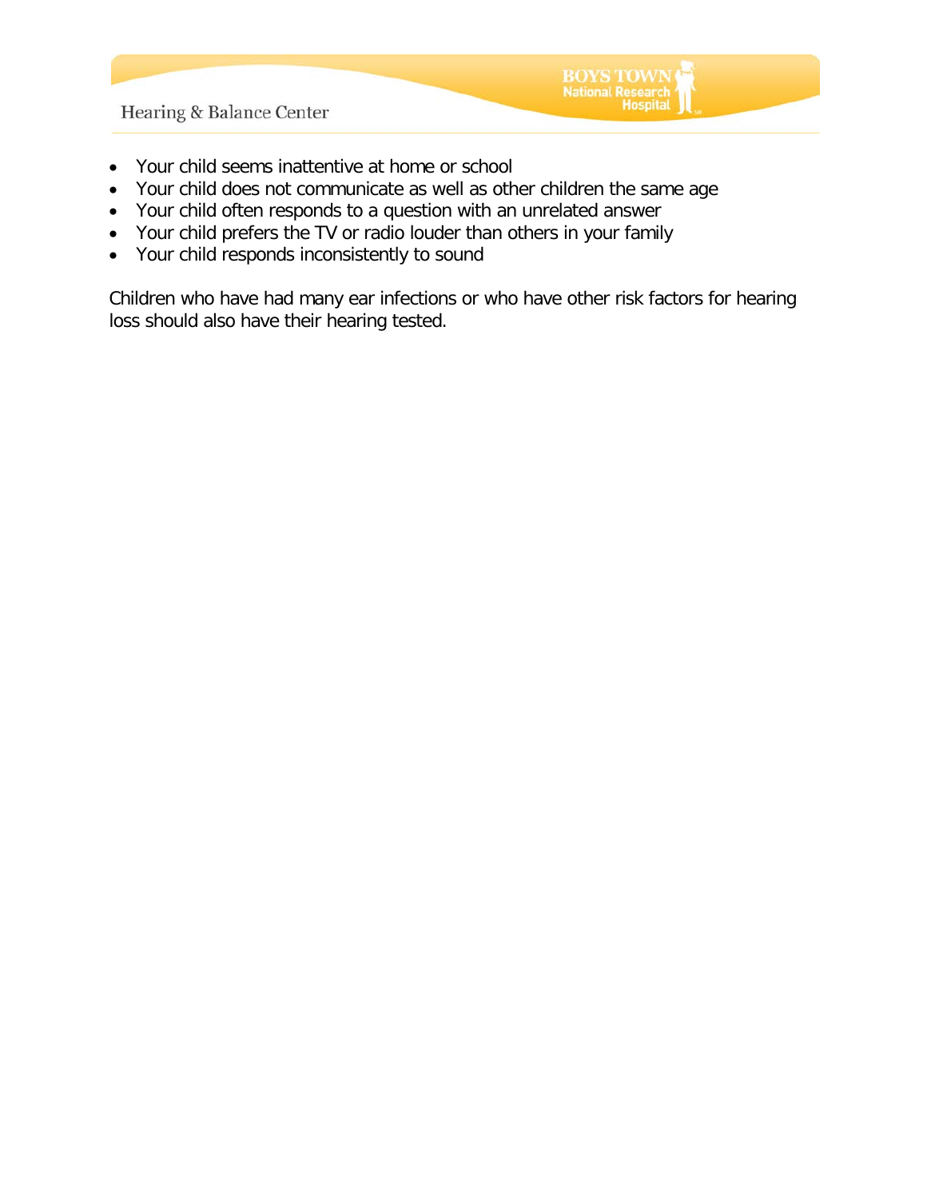- Your child seems inattentive at home or school
- Your child does not communicate as well as other children the same age
- Your child often responds to a question with an unrelated answer
- Your child prefers the TV or radio louder than others in your family
- Your child responds inconsistently to sound

Children who have had many ear infections or who have other risk factors for hearing loss should also have their hearing tested.